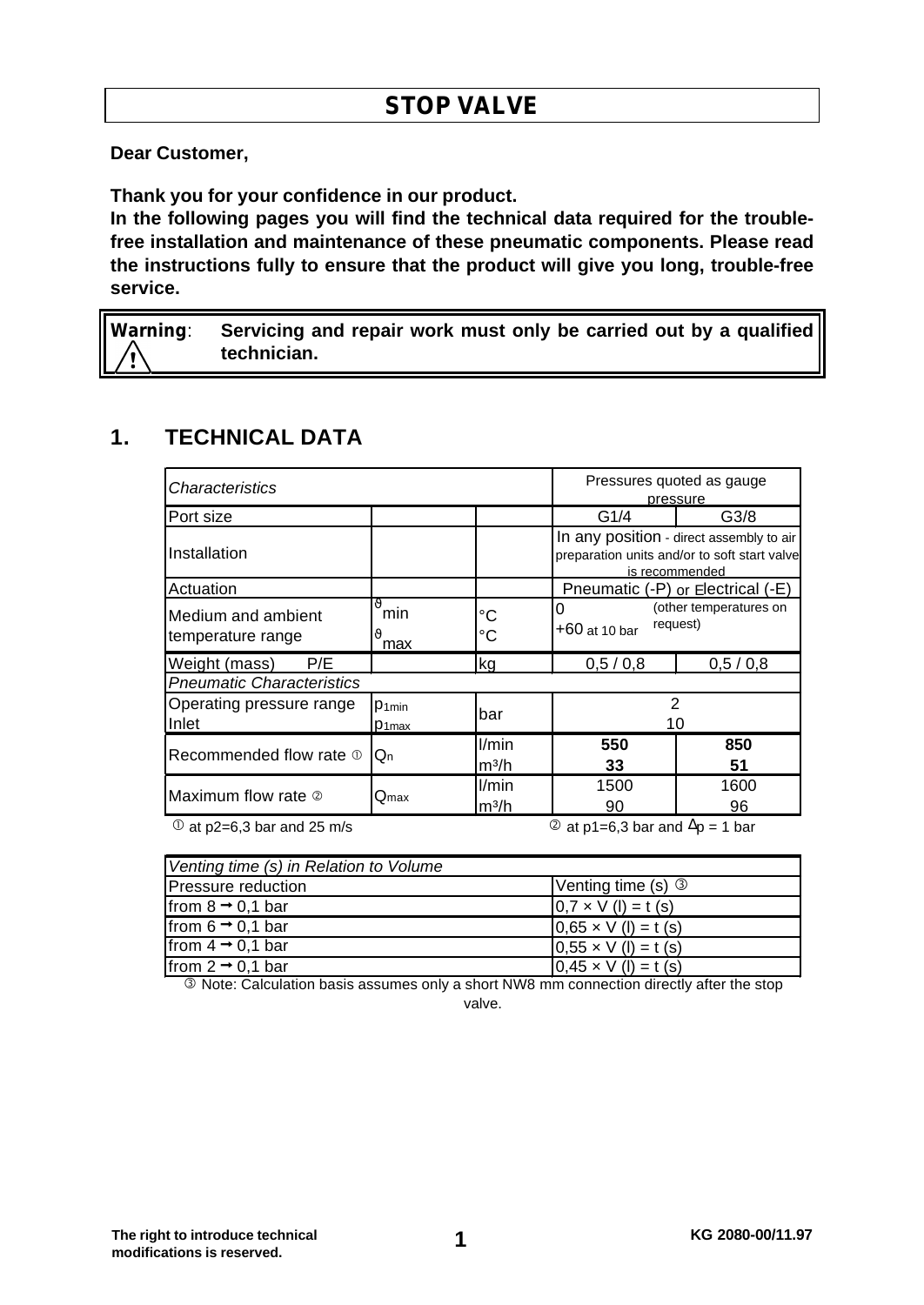# STOP VALVE

**Dear Customer,**

**Thank you for your confidence in our product.**
**In the following pages you will find the technical data required for the trouble-free installation and maintenance of these pneumatic components. Please read the instructions fully to ensure that the product will give you long, trouble-free service.**

> **Warning**: **Servicing and repair work must only be carried out by a qualified technician.**

## 1. TECHNICAL DATA

| *Characteristics* | | | Pressures quoted as gauge pressure | |
|---|---|---|---|---|
| Port size | | | G1/4 | G3/8 |
| Installation | | | In any position - direct assembly to air preparation units and/or to soft start valve is recommended | |
| Actuation | | | Pneumatic (-P) or Electrical (-E) | |
| Medium and ambient temperature range | $\vartheta_{min}$<br>$\vartheta_{max}$ | °C<br>°C | 0<br>+60 at 10 bar (other temperatures on request) | |
| Weight (mass) P/E | | kg | 0,5 / 0,8 | 0,5 / 0,8 |
| *Pneumatic Characteristics* | | | | |
| Operating pressure range Inlet | $p_{1min}$<br>$p_{1max}$ | bar | 2<br>10 | |
| Recommended flow rate ① | $Q_n$ | l/min<br>m³/h | **550**<br>**33** | **850**<br>**51** |
| Maximum flow rate ② | $Q_{max}$ | l/min<br>m³/h | 1500<br>90 | 1600<br>96 |

① at p2=6,3 bar and 25 m/s ② at p1=6,3 bar and $\Delta p$ = 1 bar

| *Venting time (s) in Relation to Volume* | |
|---|---|
| Pressure reduction | Venting time (s) ③ |
| from 8 → 0,1 bar | 0,7 × V (l) = t (s) |
| from 6 → 0,1 bar | 0,65 × V (l) = t (s) |
| from 4 → 0,1 bar | 0,55 × V (l) = t (s) |
| from 2 → 0,1 bar | 0,45 × V (l) = t (s) |

③ Note: Calculation basis assumes only a short NW8 mm connection directly after the stop valve.

The right to introduce technical modifications is reserved. KG 2080-00/11.97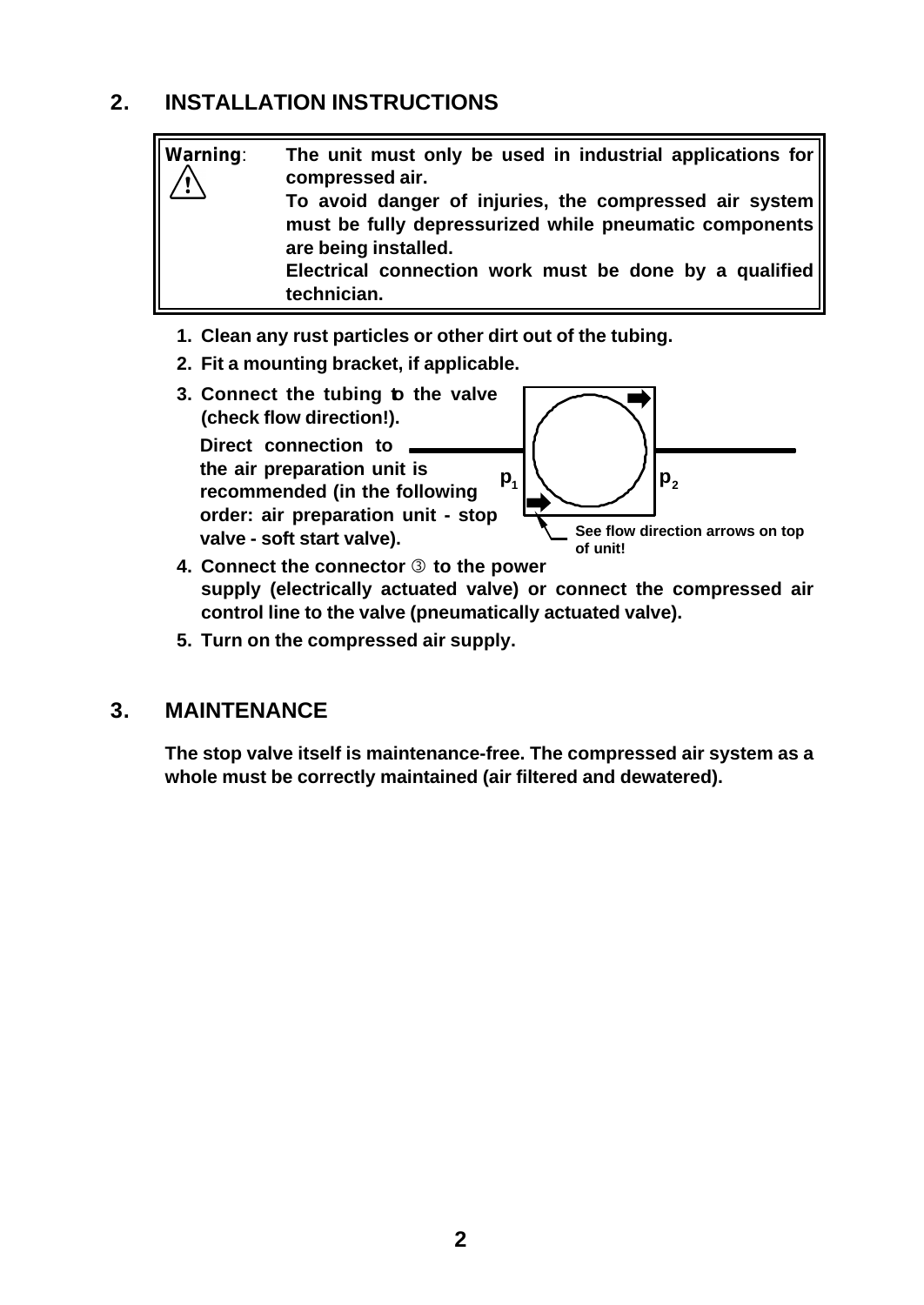## 2. INSTALLATION INSTRUCTIONS

> **Warning**: ⚠ **The unit must only be used in industrial applications for compressed air.**
> **To avoid danger of injuries, the compressed air system must be fully depressurized while pneumatic components are being installed.**
> **Electrical connection work must be done by a qualified technician.**

1. **Clean any rust particles or other dirt out of the tubing.**
2. **Fit a mounting bracket, if applicable.**
3. **Connect the tubing to the valve (check flow direction!).**
   **Direct connection to the air preparation unit is recommended (in the following order: air preparation unit - stop valve - soft start valve).**

   $p_1$ $p_2$

   **See flow direction arrows on top of unit!**
4. **Connect the connector ③ to the power supply (electrically actuated valve) or connect the compressed air control line to the valve (pneumatically actuated valve).**
5. **Turn on the compressed air supply.**

## 3. MAINTENANCE

**The stop valve itself is maintenance-free. The compressed air system as a whole must be correctly maintained (air filtered and dewatered).**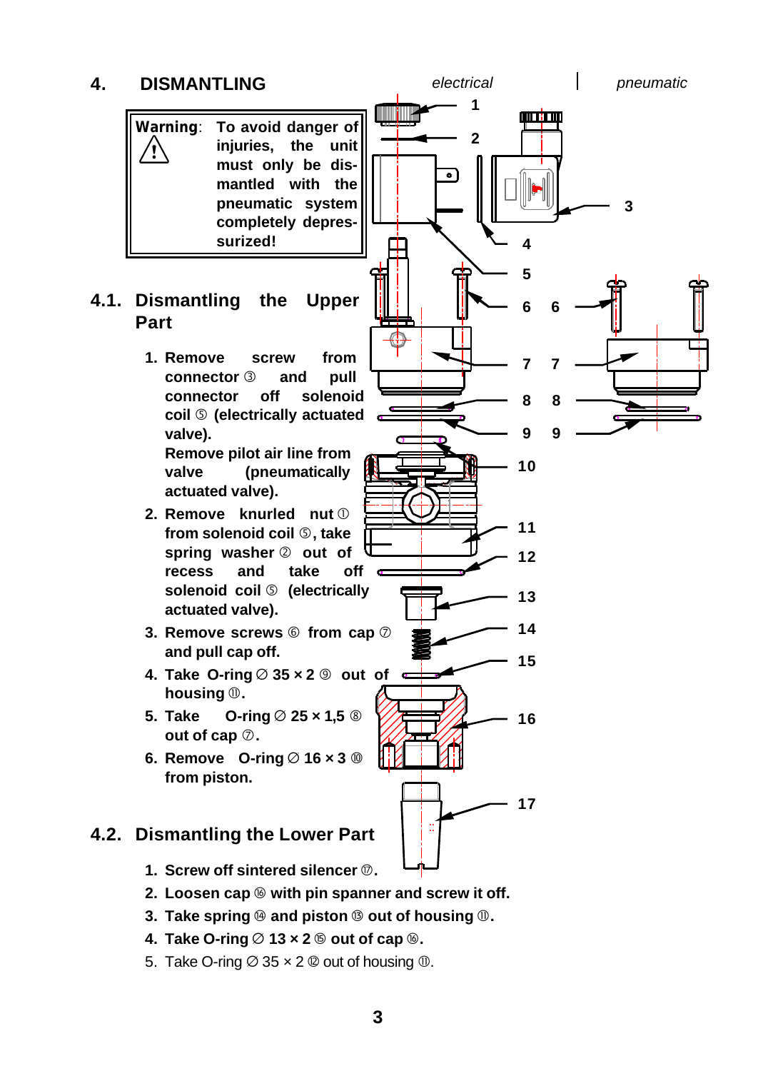# 4. DISMANTLING

**Warning:** ⚠ **To avoid danger of injuries, the unit must only be dismantled with the pneumatic system completely depressurized!**

## 4.1. Dismantling the Upper Part

1. **Remove screw from connector ③ and pull connector off solenoid coil ⑤ (electrically actuated valve).**
   **Remove pilot air line from valve (pneumatically actuated valve).**
2. **Remove knurled nut ① from solenoid coil ⑤, take spring washer ② out of recess and take off solenoid coil ⑤ (electrically actuated valve).**
3. **Remove screws ⑥ from cap ⑦ and pull cap off.**
4. **Take O-ring ∅ 35 × 2 ⑨ out of housing ⑪.**
5. **Take O-ring ∅ 25 × 1,5 ⑧ out of cap ⑦.**
6. **Remove O-ring ∅ 16 × 3 ⑩ from piston.**

## 4.2. Dismantling the Lower Part

1. **Screw off sintered silencer ⑰.**
2. **Loosen cap ⑯ with pin spanner and screw it off.**
3. **Take spring ⑭ and piston ⑬ out of housing ⑪.**
4. **Take O-ring ∅ 13 × 2 ⑮ out of cap ⑯.**
5. Take O-ring ∅ 35 × 2 ⑫ out of housing ⑪.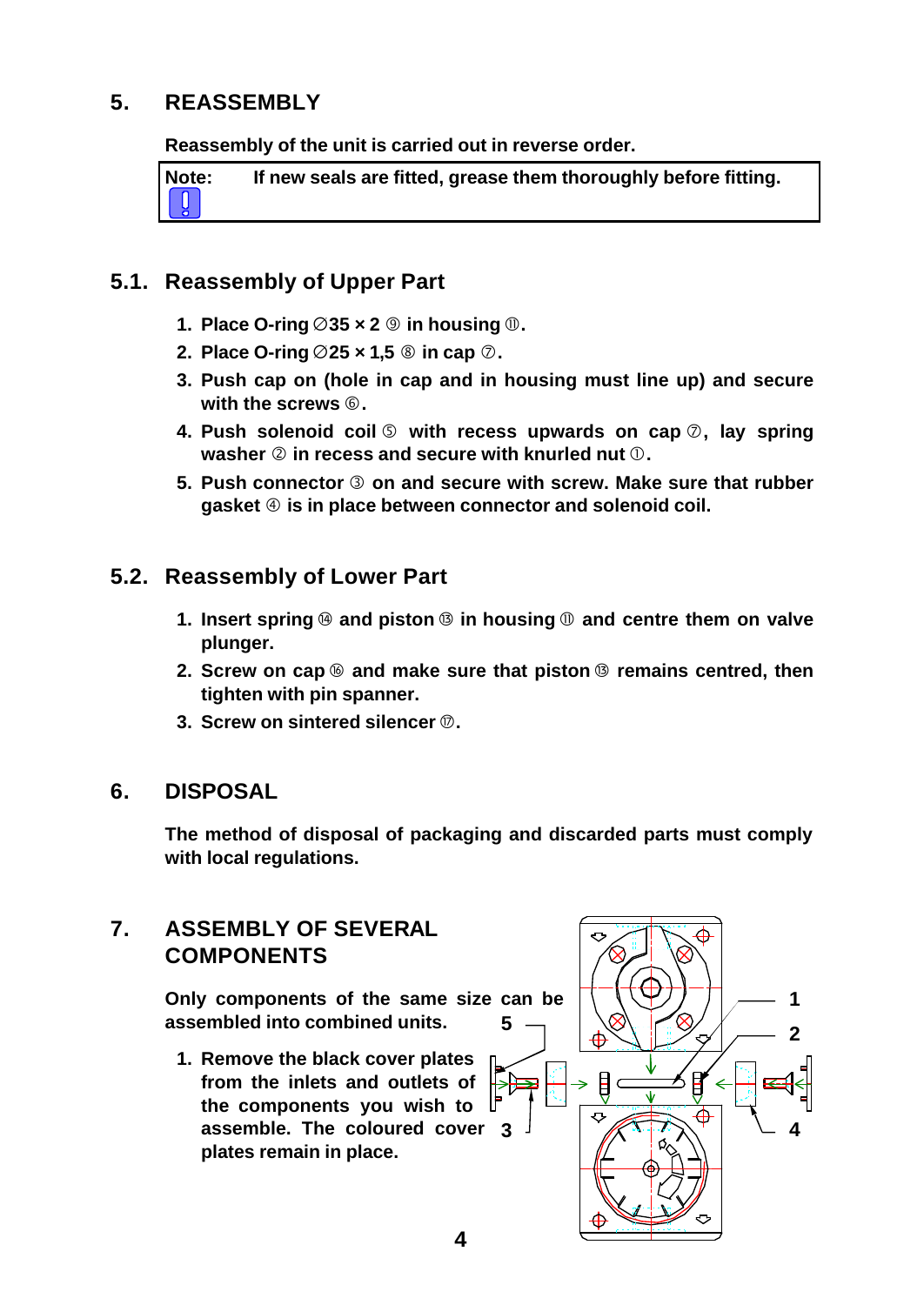## 5. REASSEMBLY

**Reassembly of the unit is carried out in reverse order.**

**Note: If new seals are fitted, grease them thoroughly before fitting.**

### 5.1. Reassembly of Upper Part

1. Place O-ring ∅35 × 2 ⑨ in housing ⑪.
2. Place O-ring ∅25 × 1,5 ⑧ in cap ⑦.
3. Push cap on (hole in cap and in housing must line up) and secure with the screws ⑥.
4. Push solenoid coil ⑤ with recess upwards on cap ⑦, lay spring washer ② in recess and secure with knurled nut ①.
5. Push connector ③ on and secure with screw. Make sure that rubber gasket ④ is in place between connector and solenoid coil.

### 5.2. Reassembly of Lower Part

1. Insert spring ⑭ and piston ⑬ in housing ⑪ and centre them on valve plunger.
2. Screw on cap ⑯ and make sure that piston ⑬ remains centred, then tighten with pin spanner.
3. Screw on sintered silencer ⑰.

## 6. DISPOSAL

**The method of disposal of packaging and discarded parts must comply with local regulations.**

## 7. ASSEMBLY OF SEVERAL COMPONENTS

**Only components of the same size can be assembled into combined units.**

1. Remove the black cover plates from the inlets and outlets of the components you wish to assemble. The coloured cover plates remain in place.

1
2
3
4
5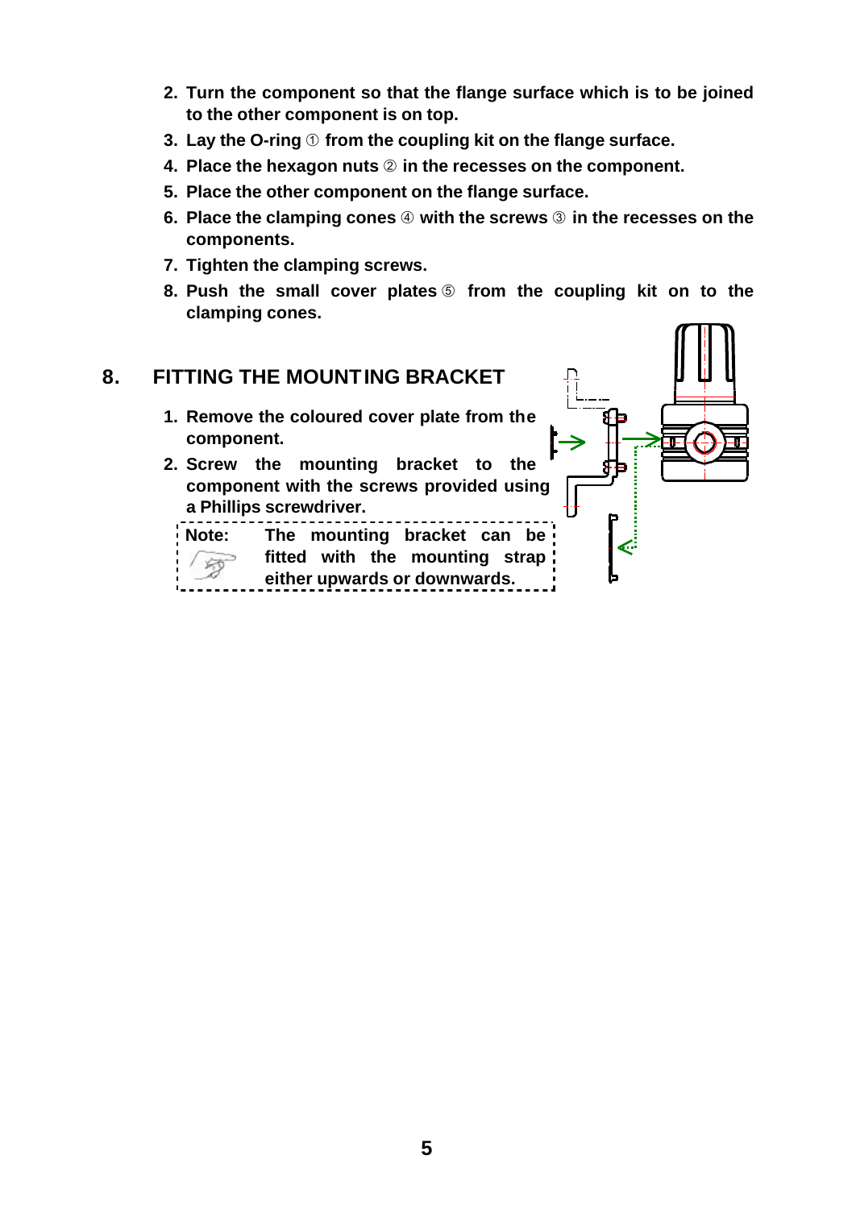2. Turn the component so that the flange surface which is to be joined to the other component is on top.
3. Lay the O-ring ① from the coupling kit on the flange surface.
4. Place the hexagon nuts ② in the recesses on the component.
5. Place the other component on the flange surface.
6. Place the clamping cones ④ with the screws ③ in the recesses on the components.
7. Tighten the clamping screws.
8. Push the small cover plates ⑤ from the coupling kit on to the clamping cones.

## 8. FITTING THE MOUNTING BRACKET

1. Remove the coloured cover plate from the component.
2. Screw the mounting bracket to the component with the screws provided using a Phillips screwdriver.

**Note:** The mounting bracket can be fitted with the mounting strap either upwards or downwards.